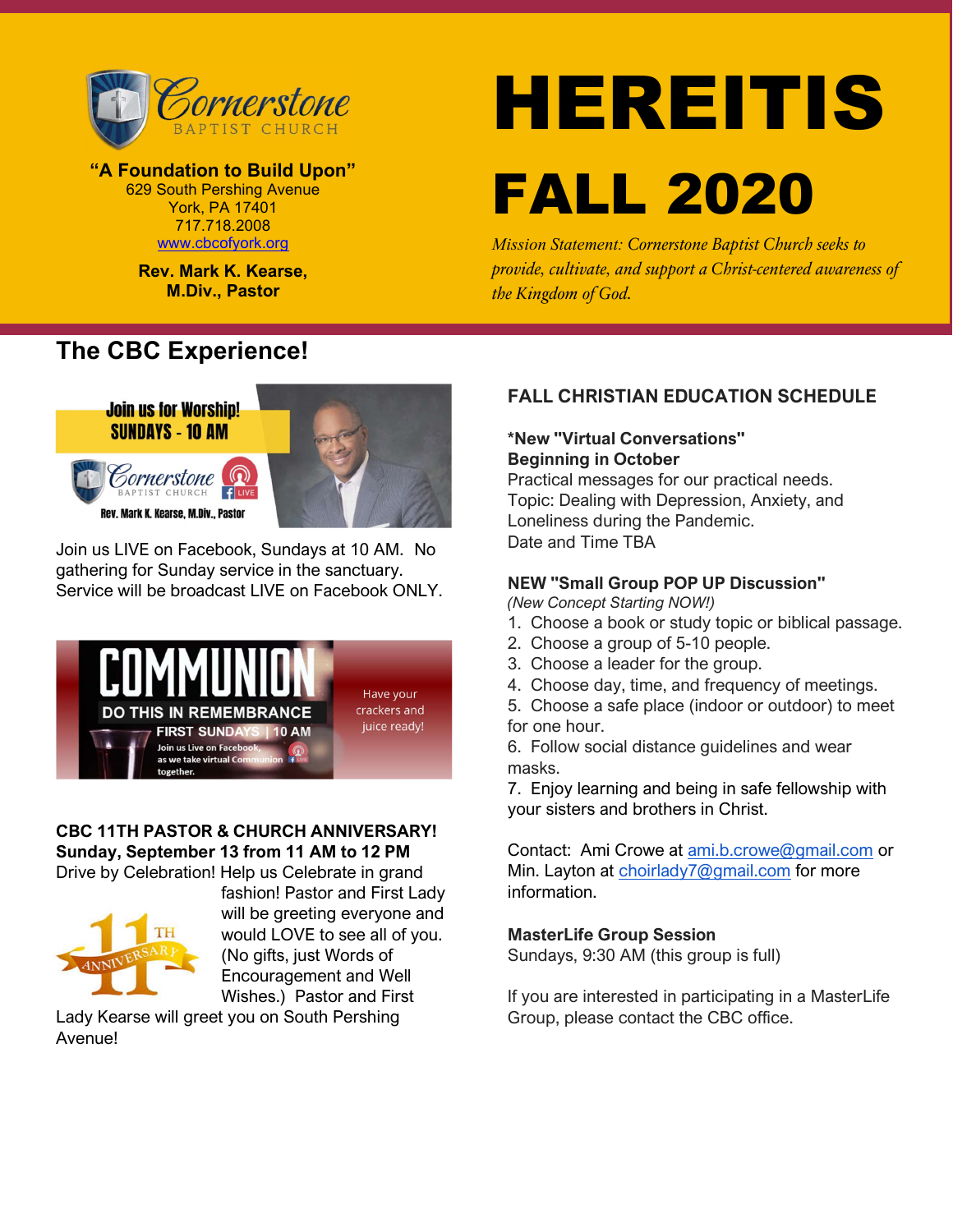**Cornerstone BAPTIST CHURCH**

**"A Foundation to Build Upon"**
629 South Pershing Avenue
York, PA 17401
717.718.2008
www.cbcofyork.org

**Rev. Mark K. Kearse, M.Div., Pastor**

# HEREITIS FALL 2020

*Mission Statement: Cornerstone Baptist Church seeks to provide, cultivate, and support a Christ-centered awareness of the Kingdom of God.*

## The CBC Experience!

**Join us for Worship! SUNDAYS - 10 AM**
Cornerstone Baptist Church
Rev. Mark K. Kearse, M.Div., Pastor

Join us LIVE on Facebook, Sundays at 10 AM. No gathering for Sunday service in the sanctuary. Service will be broadcast LIVE on Facebook ONLY.

**COMMUNION**
DO THIS IN REMEMBRANCE
FIRST SUNDAYS | 10 AM
Join us Live on Facebook, as we take virtual Communion together.
Have your crackers and juice ready!

**CBC 11TH PASTOR & CHURCH ANNIVERSARY!**
**Sunday, September 13 from 11 AM to 12 PM**
Drive by Celebration! Help us Celebrate in grand fashion! Pastor and First Lady will be greeting everyone and would LOVE to see all of you. (No gifts, just Words of Encouragement and Well Wishes.) Pastor and First Lady Kearse will greet you on South Pershing Avenue!

### FALL CHRISTIAN EDUCATION SCHEDULE

**\*New "Virtual Conversations" Beginning in October**
Practical messages for our practical needs.
Topic: Dealing with Depression, Anxiety, and Loneliness during the Pandemic.
Date and Time TBA

**NEW "Small Group POP UP Discussion"**
*(New Concept Starting NOW!)*

1. Choose a book or study topic or biblical passage.
2. Choose a group of 5-10 people.
3. Choose a leader for the group.
4. Choose day, time, and frequency of meetings.
5. Choose a safe place (indoor or outdoor) to meet for one hour.
6. Follow social distance guidelines and wear masks.
7. Enjoy learning and being in safe fellowship with your sisters and brothers in Christ.

Contact: Ami Crowe at ami.b.crowe@gmail.com or Min. Layton at choirlady7@gmail.com for more information.

**MasterLife Group Session**
Sundays, 9:30 AM (this group is full)

If you are interested in participating in a MasterLife Group, please contact the CBC office.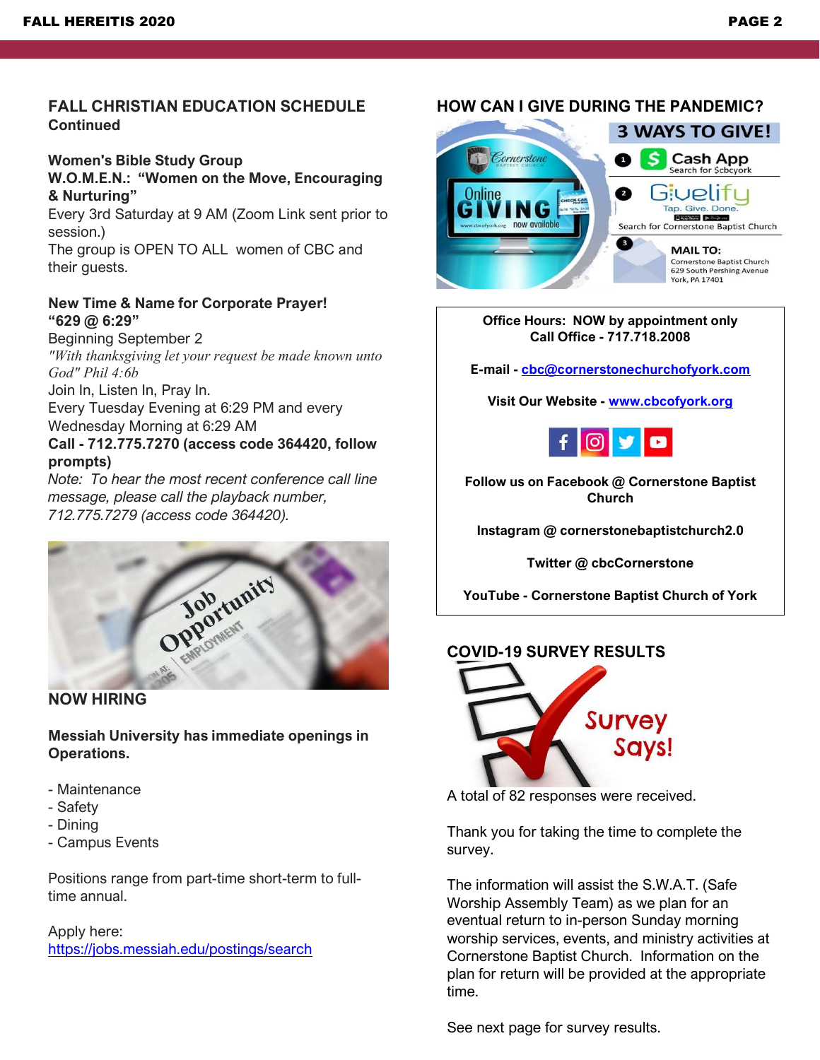## FALL CHRISTIAN EDUCATION SCHEDULE
**Continued**

**Women's Bible Study Group**
**W.O.M.E.N.: "Women on the Move, Encouraging & Nurturing"**
Every 3rd Saturday at 9 AM (Zoom Link sent prior to session.)
The group is OPEN TO ALL women of CBC and their guests.

**New Time & Name for Corporate Prayer!**
**"629 @ 6:29"**
Beginning September 2
*"With thanksgiving let your request be made known unto God" Phil 4:6b*
Join In, Listen In, Pray In.
Every Tuesday Evening at 6:29 PM and every Wednesday Morning at 6:29 AM
**Call - 712.775.7270 (access code 364420, follow prompts)**
*Note: To hear the most recent conference call line message, please call the playback number, 712.775.7279 (access code 364420).*

## NOW HIRING

**Messiah University has immediate openings in Operations.**

- Maintenance
- Safety
- Dining
- Campus Events

Positions range from part-time short-term to full-time annual.

Apply here:
https://jobs.messiah.edu/postings/search

## HOW CAN I GIVE DURING THE PANDEMIC?

**3 WAYS TO GIVE!**

1. Cash App — Search for $cbcyork
2. Givelify — Tap. Give. Done. — Search for Cornerstone Baptist Church
3. MAIL TO: Cornerstone Baptist Church, 629 South Pershing Avenue, York, PA 17401

Online GIVING now available — www.cbcofyork.org

**Office Hours: NOW by appointment only**
**Call Office - 717.718.2008**

**E-mail - cbc@cornerstonechurchofyork.com**

**Visit Our Website - www.cbcofyork.org**

**Follow us on Facebook @ Cornerstone Baptist Church**

**Instagram @ cornerstonebaptistchurch2.0**

**Twitter @ cbcCornerstone**

**YouTube - Cornerstone Baptist Church of York**

## COVID-19 SURVEY RESULTS

A total of 82 responses were received.

Thank you for taking the time to complete the survey.

The information will assist the S.W.A.T. (Safe Worship Assembly Team) as we plan for an eventual return to in-person Sunday morning worship services, events, and ministry activities at Cornerstone Baptist Church. Information on the plan for return will be provided at the appropriate time.

See next page for survey results.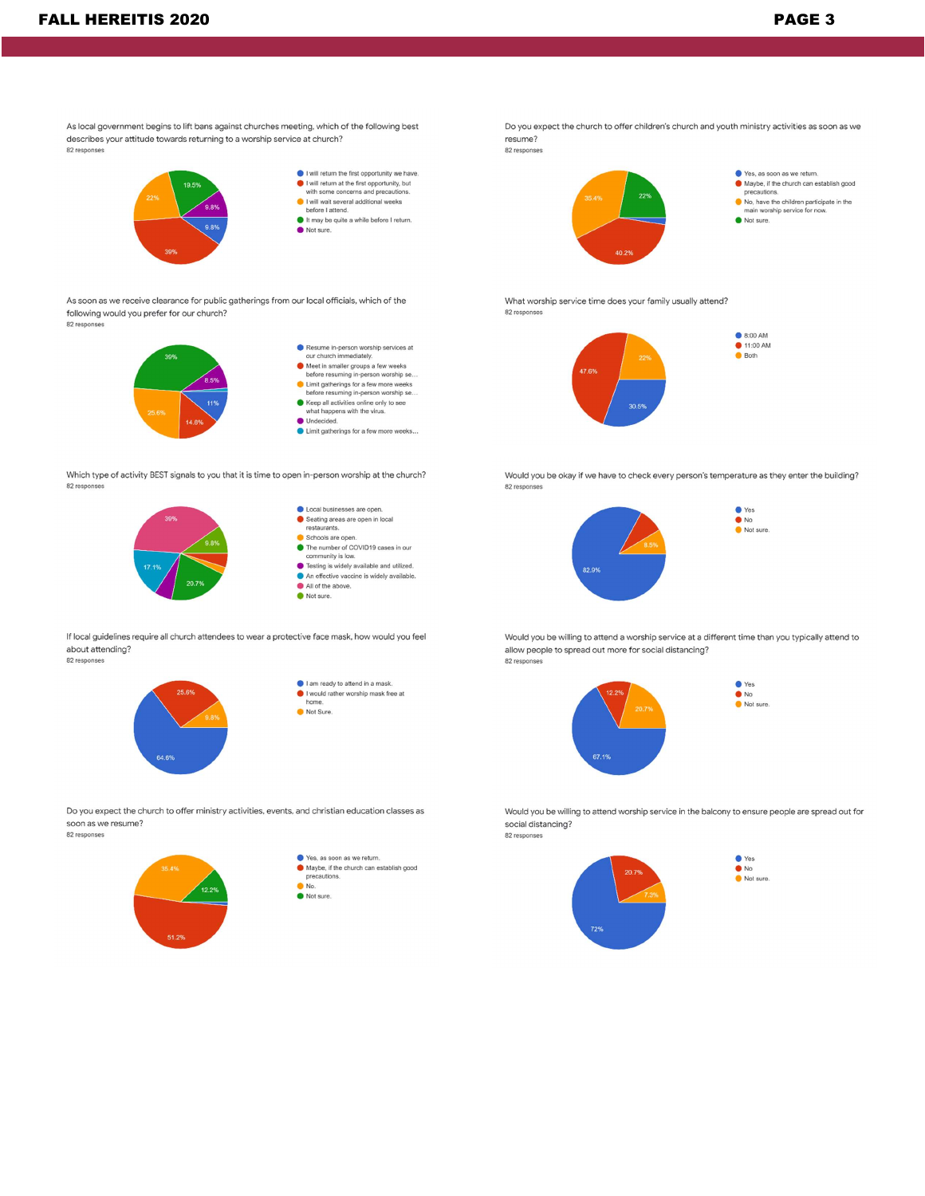As local government begins to lift bans against churches meeting, which of the following best describes your attitude towards returning to a worship service at church?
82 responses

- I will return the first opportunity we have.
- I will return at the first opportunity, but with some concerns and precautions.
- I will wait several additional weeks before I attend.
- It may be quite a while before I return.
- Not sure.

19.5%
22%
9.8%
9.8%
39%

Do you expect the church to offer children's church and youth ministry activities as soon as we resume?
82 responses

- Yes, as soon as we return.
- Maybe, if the church can establish good precautions.
- No, have the children participate in the main worship service for now.
- Not sure.

35.4%
22%
40.2%

As soon as we receive clearance for public gatherings from our local officials, which of the following would you prefer for our church?
82 responses

- Resume in-person worship services at our church immediately.
- Meet in smaller groups a few weeks before resuming in-person worship se...
- Limit gatherings for a few more weeks before resuming in-person worship se...
- Keep all activities online only to see what happens with the virus.
- Undecided.
- Limit gatherings for a few more weeks...

39%
8.5%
11%
25.6%
14.6%

What worship service time does your family usually attend?
82 responses

- 8:00 AM
- 11:00 AM
- Both

22%
47.6%
30.5%

Which type of activity BEST signals to you that it is time to open in-person worship at the church?
82 responses

- Local businesses are open.
- Seating areas are open in local restaurants.
- Schools are open.
- The number of COVID19 cases in our community is low.
- Testing is widely available and utilized.
- An effective vaccine is widely available.
- All of the above.
- Not sure.

39%
9.8%
17.1%
20.7%

Would you be okay if we have to check every person's temperature as they enter the building?
82 responses

- Yes
- No
- Not sure.

8.5%
82.9%

If local guidelines require all church attendees to wear a protective face mask, how would you feel about attending?
82 responses

- I am ready to attend in a mask.
- I would rather worship mask free at home.
- Not Sure.

25.6%
9.8%
64.6%

Would you be willing to attend a worship service at a different time than you typically attend to allow people to spread out more for social distancing?
82 responses

- Yes
- No
- Not sure.

12.2%
20.7%
67.1%

Do you expect the church to offer ministry activities, events, and christian education classes as soon as we resume?
82 responses

- Yes, as soon as we return.
- Maybe, if the church can establish good precautions.
- No.
- Not sure.

35.4%
12.2%
51.2%

Would you be willing to attend worship service in the balcony to ensure people are spread out for social distancing?
82 responses

- Yes
- No
- Not sure.

20.7%
7.3%
72%